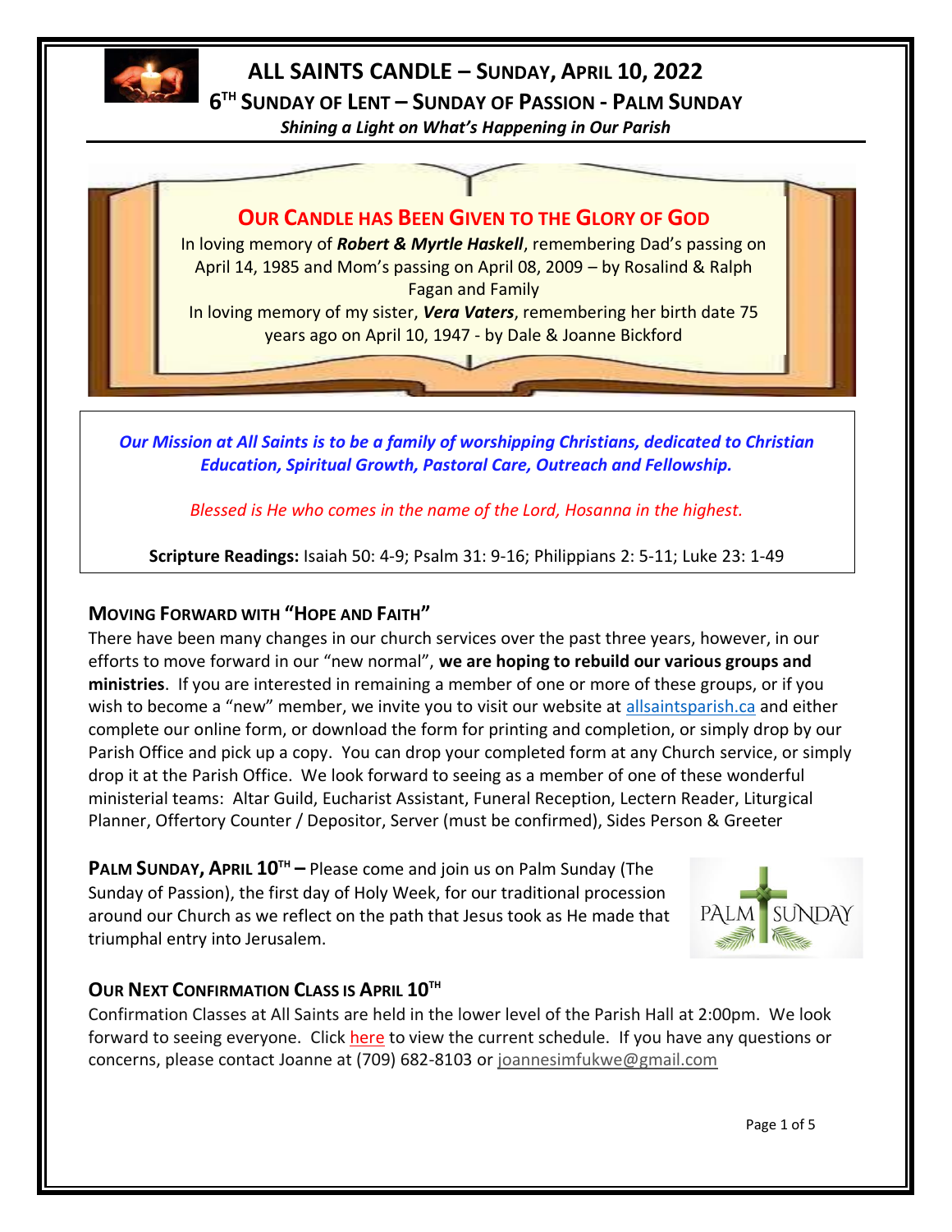# ALL SAINTS CANDLE – SUNDAY, APRIL 10, 2022

## 6TH SUNDAY OF LENT – SUNDAY OF PASSION - PALM SUNDAY

*Shining a Light on What's Happening in Our Parish*

## OUR CANDLE HAS BEEN GIVEN TO THE GLORY OF GOD

In loving memory of ***Robert & Myrtle Haskell***, remembering Dad's passing on April 14, 1985 and Mom's passing on April 08, 2009 – by Rosalind & Ralph Fagan and Family

In loving memory of my sister, ***Vera Vaters***, remembering her birth date 75 years ago on April 10, 1947 - by Dale & Joanne Bickford

***Our Mission at All Saints is to be a family of worshipping Christians, dedicated to Christian Education, Spiritual Growth, Pastoral Care, Outreach and Fellowship.***

*Blessed is He who comes in the name of the Lord, Hosanna in the highest.*

**Scripture Readings:** Isaiah 50: 4-9; Psalm 31: 9-16; Philippians 2: 5-11; Luke 23: 1-49

### MOVING FORWARD WITH "HOPE AND FAITH"

There have been many changes in our church services over the past three years, however, in our efforts to move forward in our "new normal", **we are hoping to rebuild our various groups and ministries**. If you are interested in remaining a member of one or more of these groups, or if you wish to become a "new" member, we invite you to visit our website at allsaintsparish.ca and either complete our online form, or download the form for printing and completion, or simply drop by our Parish Office and pick up a copy. You can drop your completed form at any Church service, or simply drop it at the Parish Office. We look forward to seeing as a member of one of these wonderful ministerial teams: Altar Guild, Eucharist Assistant, Funeral Reception, Lectern Reader, Liturgical Planner, Offertory Counter / Depositor, Server (must be confirmed), Sides Person & Greeter

**PALM SUNDAY, APRIL 10TH –** Please come and join us on Palm Sunday (The Sunday of Passion), the first day of Holy Week, for our traditional procession around our Church as we reflect on the path that Jesus took as He made that triumphal entry into Jerusalem.

### OUR NEXT CONFIRMATION CLASS IS APRIL 10TH

Confirmation Classes at All Saints are held in the lower level of the Parish Hall at 2:00pm. We look forward to seeing everyone. Click here to view the current schedule. If you have any questions or concerns, please contact Joanne at (709) 682-8103 or joannesimfukwe@gmail.com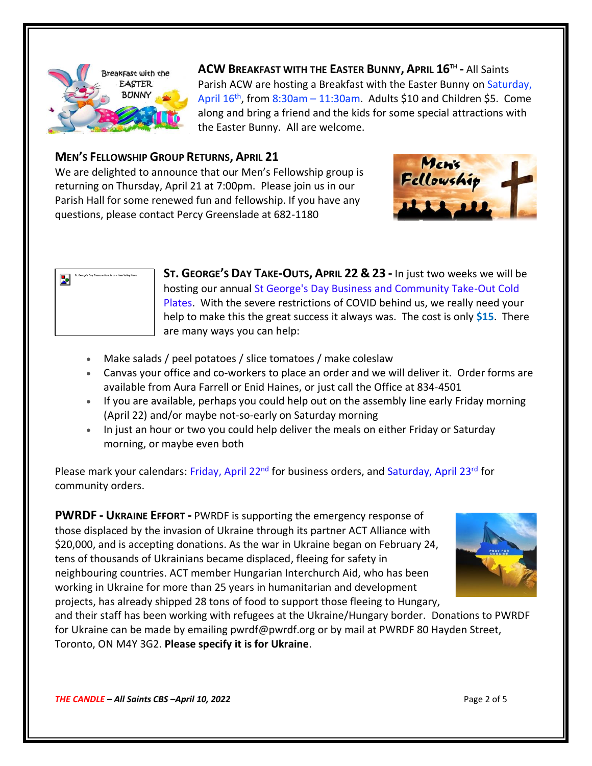**ACW BREAKFAST WITH THE EASTER BUNNY, APRIL 16TH -** All Saints Parish ACW are hosting a Breakfast with the Easter Bunny on Saturday, April 16th, from 8:30am – 11:30am. Adults $10 and Children $5. Come along and bring a friend and the kids for some special attractions with the Easter Bunny. All are welcome.

**MEN'S FELLOWSHIP GROUP RETURNS, APRIL 21**

We are delighted to announce that our Men's Fellowship group is returning on Thursday, April 21 at 7:00pm. Please join us in our Parish Hall for some renewed fun and fellowship. If you have any questions, please contact Percy Greenslade at 682-1180

**ST. GEORGE'S DAY TAKE-OUTS, APRIL 22 & 23 -** In just two weeks we will be hosting our annual St George's Day Business and Community Take-Out Cold Plates. With the severe restrictions of COVID behind us, we really need your help to make this the great success it always was. The cost is only **$15**. There are many ways you can help:

- Make salads / peel potatoes / slice tomatoes / make coleslaw
- Canvas your office and co-workers to place an order and we will deliver it. Order forms are available from Aura Farrell or Enid Haines, or just call the Office at 834-4501
- If you are available, perhaps you could help out on the assembly line early Friday morning (April 22) and/or maybe not-so-early on Saturday morning
- In just an hour or two you could help deliver the meals on either Friday or Saturday morning, or maybe even both

Please mark your calendars: Friday, April 22nd for business orders, and Saturday, April 23rd for community orders.

**PWRDF - UKRAINE EFFORT -** PWRDF is supporting the emergency response of those displaced by the invasion of Ukraine through its partner ACT Alliance with $20,000, and is accepting donations. As the war in Ukraine began on February 24, tens of thousands of Ukrainians became displaced, fleeing for safety in neighbouring countries. ACT member Hungarian Interchurch Aid, who has been working in Ukraine for more than 25 years in humanitarian and development projects, has already shipped 28 tons of food to support those fleeing to Hungary, and their staff has been working with refugees at the Ukraine/Hungary border. Donations to PWRDF for Ukraine can be made by emailing pwrdf@pwrdf.org or by mail at PWRDF 80 Hayden Street, Toronto, ON M4Y 3G2. **Please specify it is for Ukraine**.

***THE CANDLE – All Saints CBS –April 10, 2022***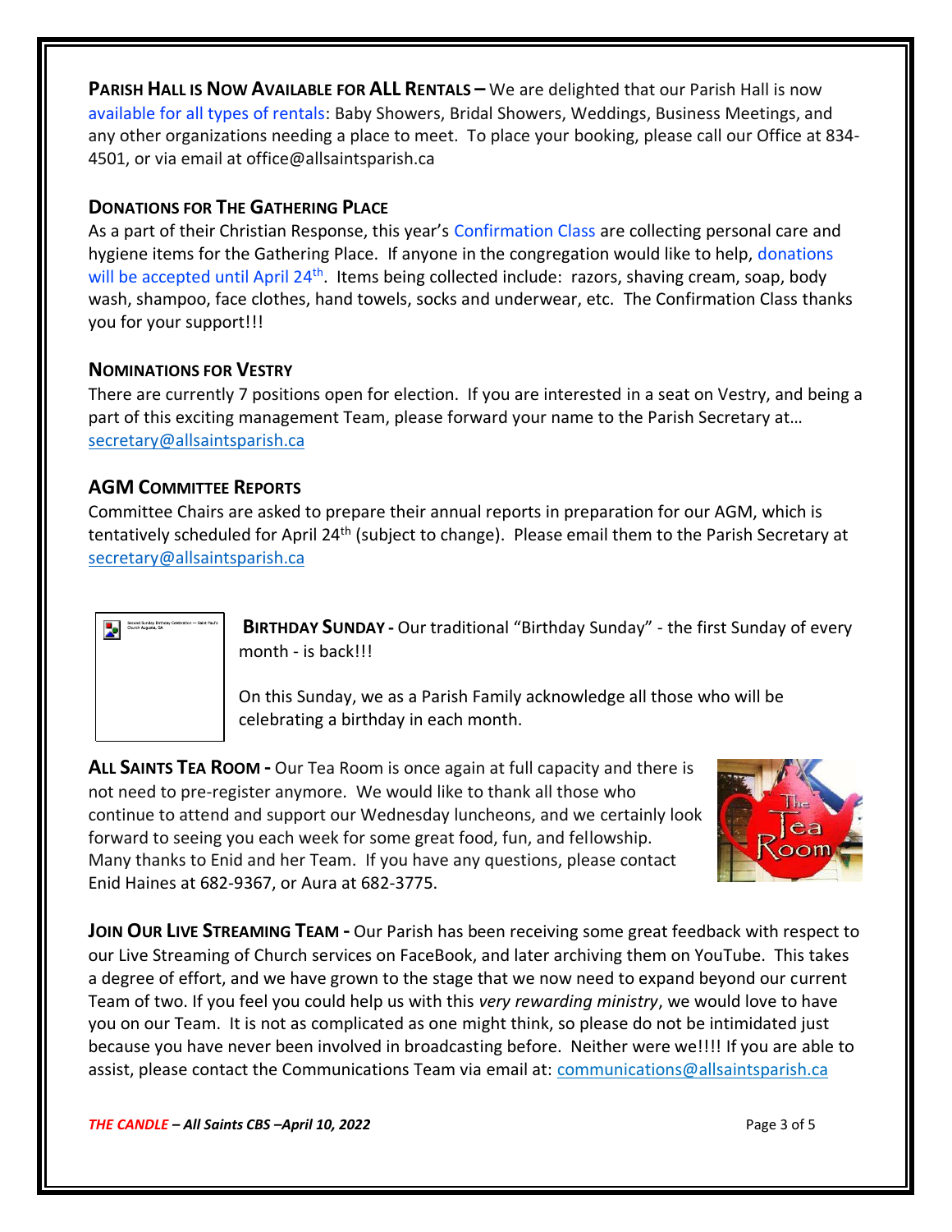**PARISH HALL IS NOW AVAILABLE FOR ALL RENTALS –** We are delighted that our Parish Hall is now available for all types of rentals: Baby Showers, Bridal Showers, Weddings, Business Meetings, and any other organizations needing a place to meet. To place your booking, please call our Office at 834-4501, or via email at office@allsaintsparish.ca

### DONATIONS FOR THE GATHERING PLACE

As a part of their Christian Response, this year's Confirmation Class are collecting personal care and hygiene items for the Gathering Place. If anyone in the congregation would like to help, donations will be accepted until April 24th. Items being collected include: razors, shaving cream, soap, body wash, shampoo, face clothes, hand towels, socks and underwear, etc. The Confirmation Class thanks you for your support!!!

### NOMINATIONS FOR VESTRY

There are currently 7 positions open for election. If you are interested in a seat on Vestry, and being a part of this exciting management Team, please forward your name to the Parish Secretary at… secretary@allsaintsparish.ca

### AGM COMMITTEE REPORTS

Committee Chairs are asked to prepare their annual reports in preparation for our AGM, which is tentatively scheduled for April 24th (subject to change). Please email them to the Parish Secretary at secretary@allsaintsparish.ca

**BIRTHDAY SUNDAY -** Our traditional "Birthday Sunday" - the first Sunday of every month - is back!!!

On this Sunday, we as a Parish Family acknowledge all those who will be celebrating a birthday in each month.

**ALL SAINTS TEA ROOM -** Our Tea Room is once again at full capacity and there is not need to pre-register anymore. We would like to thank all those who continue to attend and support our Wednesday luncheons, and we certainly look forward to seeing you each week for some great food, fun, and fellowship. Many thanks to Enid and her Team. If you have any questions, please contact Enid Haines at 682-9367, or Aura at 682-3775.

**JOIN OUR LIVE STREAMING TEAM -** Our Parish has been receiving some great feedback with respect to our Live Streaming of Church services on FaceBook, and later archiving them on YouTube. This takes a degree of effort, and we have grown to the stage that we now need to expand beyond our current Team of two. If you feel you could help us with this *very rewarding ministry*, we would love to have you on our Team. It is not as complicated as one might think, so please do not be intimidated just because you have never been involved in broadcasting before. Neither were we!!!! If you are able to assist, please contact the Communications Team via email at: communications@allsaintsparish.ca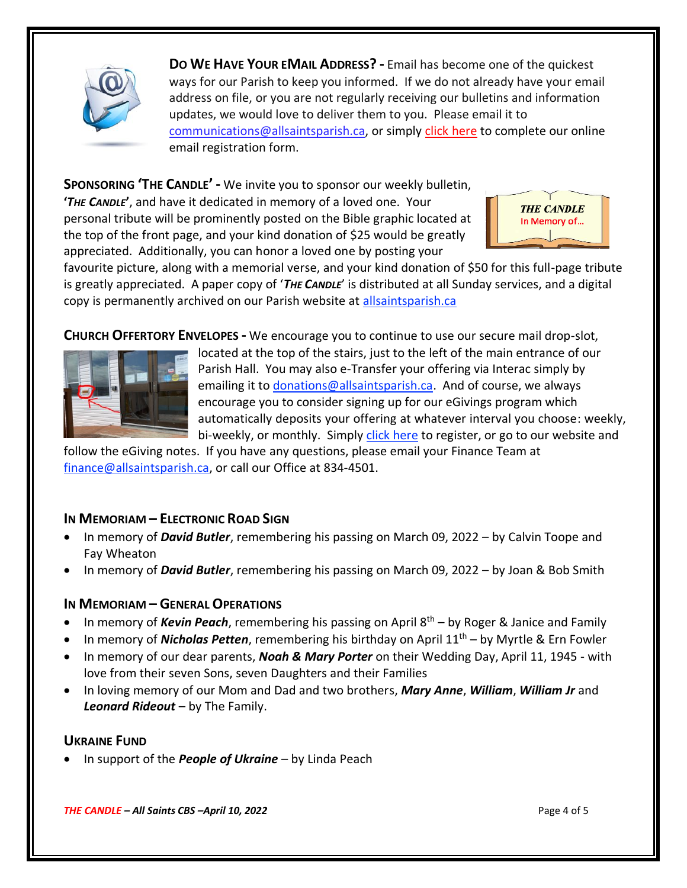**DO WE HAVE YOUR EMAIL ADDRESS? -** Email has become one of the quickest ways for our Parish to keep you informed. If we do not already have your email address on file, or you are not regularly receiving our bulletins and information updates, we would love to deliver them to you. Please email it to communications@allsaintsparish.ca, or simply click here to complete our online email registration form.

**SPONSORING 'THE CANDLE' -** We invite you to sponsor our weekly bulletin, '***THE CANDLE***', and have it dedicated in memory of a loved one. Your personal tribute will be prominently posted on the Bible graphic located at the top of the front page, and your kind donation of $25 would be greatly appreciated. Additionally, you can honor a loved one by posting your favourite picture, along with a memorial verse, and your kind donation of $50 for this full-page tribute is greatly appreciated. A paper copy of '***THE CANDLE***' is distributed at all Sunday services, and a digital copy is permanently archived on our Parish website at allsaintsparish.ca

**CHURCH OFFERTORY ENVELOPES -** We encourage you to continue to use our secure mail drop-slot, located at the top of the stairs, just to the left of the main entrance of our Parish Hall. You may also e-Transfer your offering via Interac simply by emailing it to donations@allsaintsparish.ca. And of course, we always encourage you to consider signing up for our eGivings program which automatically deposits your offering at whatever interval you choose: weekly, bi-weekly, or monthly. Simply click here to register, or go to our website and follow the eGiving notes. If you have any questions, please email your Finance Team at finance@allsaintsparish.ca, or call our Office at 834-4501.

### IN MEMORIAM – ELECTRONIC ROAD SIGN

- In memory of ***David Butler***, remembering his passing on March 09, 2022 – by Calvin Toope and Fay Wheaton
- In memory of ***David Butler***, remembering his passing on March 09, 2022 – by Joan & Bob Smith

### IN MEMORIAM – GENERAL OPERATIONS

- In memory of ***Kevin Peach***, remembering his passing on April 8th – by Roger & Janice and Family
- In memory of ***Nicholas Petten***, remembering his birthday on April 11th – by Myrtle & Ern Fowler
- In memory of our dear parents, ***Noah & Mary Porter*** on their Wedding Day, April 11, 1945 - with love from their seven Sons, seven Daughters and their Families
- In loving memory of our Mom and Dad and two brothers, ***Mary Anne***, ***William***, ***William Jr*** and ***Leonard Rideout*** – by The Family.

### UKRAINE FUND

- In support of the ***People of Ukraine*** – by Linda Peach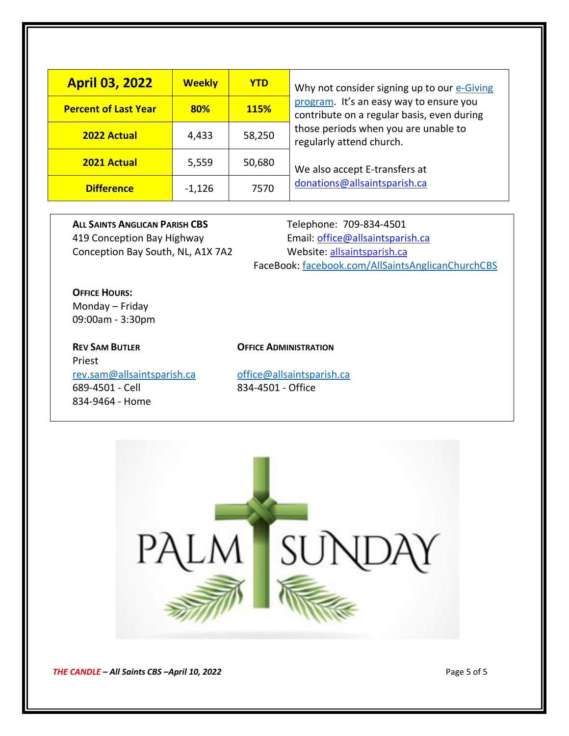| April 03, 2022 | Weekly | YTD |
|---|---|---|
| Percent of Last Year | 80% | 115% |
| 2022 Actual | 4,433 | 58,250 |
| 2021 Actual | 5,559 | 50,680 |
| Difference | -1,126 | 7570 |

Why not consider signing up to our e-Giving program. It's an easy way to ensure you contribute on a regular basis, even during those periods when you are unable to regularly attend church.

We also accept E-transfers at donations@allsaintsparish.ca

**ALL SAINTS ANGLICAN PARISH CBS**
419 Conception Bay Highway
Conception Bay South, NL, A1X 7A2

Telephone: 709-834-4501
Email: office@allsaintsparish.ca
Website: allsaintsparish.ca
FaceBook: facebook.com/AllSaintsAnglicanChurchCBS

**OFFICE HOURS:**
Monday – Friday
09:00am - 3:30pm

**REV SAM BUTLER**
Priest
rev.sam@allsaintsparish.ca
689-4501 - Cell
834-9464 - Home

**OFFICE ADMINISTRATION**
office@allsaintsparish.ca
834-4501 - Office

PALM SUNDAY